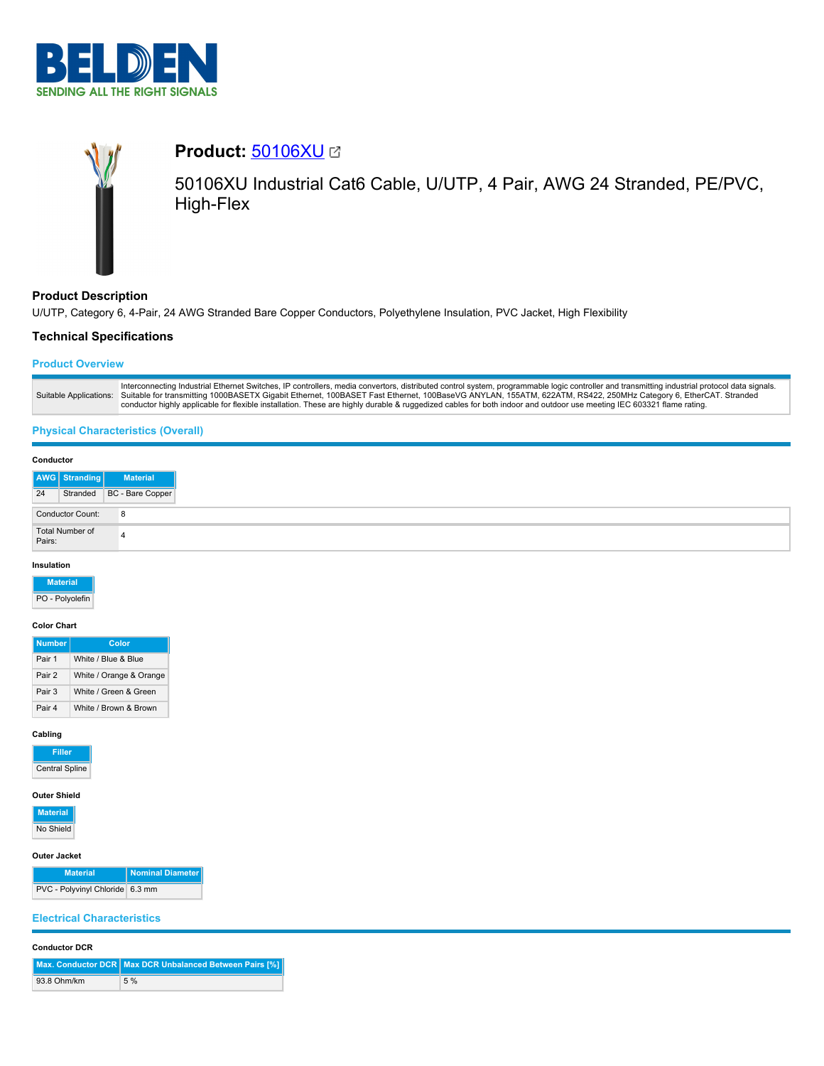# Product: 50106XU

## 50106XU Industrial Cat6 Cable, U/UTP, 4 Pair, AWG 24 Stranded, PE/PVC, High-Flex

### Product Description

U/UTP, Category 6, 4-Pair, 24 AWG Stranded Bare Copper Conductors, Polyethylene Insulation, PVC Jacket, High Flexibility

### Technical Specifications

#### Product Overview

| | |
|---|---|
| Suitable Applications: | Interconnecting Industrial Ethernet Switches, IP controllers, media convertors, distributed control system, programmable logic controller and transmitting industrial protocol data signals. Suitable for transmitting 1000BASETX Gigabit Ethernet, 100BASET Fast Ethernet, 100BaseVG ANYLAN, 155ATM, 622ATM, RS422, 250MHz Category 6, EtherCAT. Stranded conductor highly applicable for flexible installation. These are highly durable & ruggedized cables for both indoor and outdoor use meeting IEC 603321 flame rating. |

#### Physical Characteristics (Overall)

**Conductor**

| AWG | Stranding | Material |
|---|---|---|
| 24 | Stranded | BC - Bare Copper |

| | |
|---|---|
| Conductor Count: | 8 |
| Total Number of Pairs: | 4 |

**Insulation**

| Material |
|---|
| PO - Polyolefin |

**Color Chart**

| Number | Color |
|---|---|
| Pair 1 | White / Blue & Blue |
| Pair 2 | White / Orange & Orange |
| Pair 3 | White / Green & Green |
| Pair 4 | White / Brown & Brown |

**Cabling**

| Filler |
|---|
| Central Spline |

**Outer Shield**

| Material |
|---|
| No Shield |

**Outer Jacket**

| Material | Nominal Diameter |
|---|---|
| PVC - Polyvinyl Chloride | 6.3 mm |

#### Electrical Characteristics

**Conductor DCR**

| Max. Conductor DCR | Max DCR Unbalanced Between Pairs [%] |
|---|---|
| 93.8 Ohm/km | 5 % |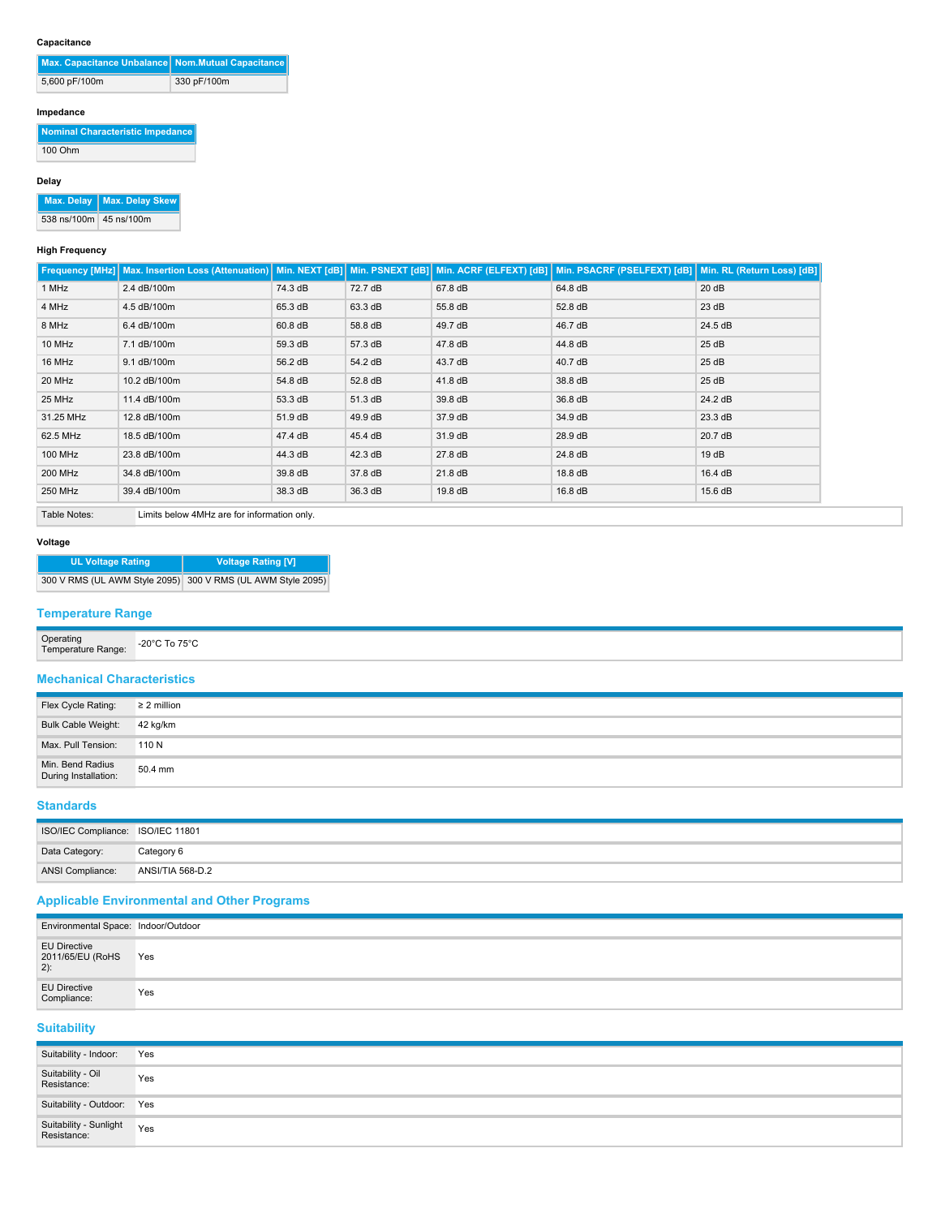#### Capacitance

| Max. Capacitance Unbalance | Nom.Mutual Capacitance |
|---|---|
| 5,600 pF/100m | 330 pF/100m |

#### Impedance

| Nominal Characteristic Impedance |
|---|
| 100 Ohm |

#### Delay

| Max. Delay | Max. Delay Skew |
|---|---|
| 538 ns/100m | 45 ns/100m |

#### High Frequency

| Frequency [MHz] | Max. Insertion Loss (Attenuation) | Min. NEXT [dB] | Min. PSNEXT [dB] | Min. ACRF (ELFEXT) [dB] | Min. PSACRF (PSELFEXT) [dB] | Min. RL (Return Loss) [dB] |
|---|---|---|---|---|---|---|
| 1 MHz | 2.4 dB/100m | 74.3 dB | 72.7 dB | 67.8 dB | 64.8 dB | 20 dB |
| 4 MHz | 4.5 dB/100m | 65.3 dB | 63.3 dB | 55.8 dB | 52.8 dB | 23 dB |
| 8 MHz | 6.4 dB/100m | 60.8 dB | 58.8 dB | 49.7 dB | 46.7 dB | 24.5 dB |
| 10 MHz | 7.1 dB/100m | 59.3 dB | 57.3 dB | 47.8 dB | 44.8 dB | 25 dB |
| 16 MHz | 9.1 dB/100m | 56.2 dB | 54.2 dB | 43.7 dB | 40.7 dB | 25 dB |
| 20 MHz | 10.2 dB/100m | 54.8 dB | 52.8 dB | 41.8 dB | 38.8 dB | 25 dB |
| 25 MHz | 11.4 dB/100m | 53.3 dB | 51.3 dB | 39.8 dB | 36.8 dB | 24.2 dB |
| 31.25 MHz | 12.8 dB/100m | 51.9 dB | 49.9 dB | 37.9 dB | 34.9 dB | 23.3 dB |
| 62.5 MHz | 18.5 dB/100m | 47.4 dB | 45.4 dB | 31.9 dB | 28.9 dB | 20.7 dB |
| 100 MHz | 23.8 dB/100m | 44.3 dB | 42.3 dB | 27.8 dB | 24.8 dB | 19 dB |
| 200 MHz | 34.8 dB/100m | 39.8 dB | 37.8 dB | 21.8 dB | 18.8 dB | 16.4 dB |
| 250 MHz | 39.4 dB/100m | 38.3 dB | 36.3 dB | 19.8 dB | 16.8 dB | 15.6 dB |

| Table Notes: | Limits below 4MHz are for information only. |
|---|---|

#### Voltage

| UL Voltage Rating | Voltage Rating [V] |
|---|---|
| 300 V RMS (UL AWM Style 2095) | 300 V RMS (UL AWM Style 2095) |

## Temperature Range

| | |
|---|---|
| Operating Temperature Range: | -20°C To 75°C |

## Mechanical Characteristics

| | |
|---|---|
| Flex Cycle Rating: | ≥ 2 million |
| Bulk Cable Weight: | 42 kg/km |
| Max. Pull Tension: | 110 N |
| Min. Bend Radius During Installation: | 50.4 mm |

## Standards

| | |
|---|---|
| ISO/IEC Compliance: | ISO/IEC 11801 |
| Data Category: | Category 6 |
| ANSI Compliance: | ANSI/TIA 568-D.2 |

## Applicable Environmental and Other Programs

| | |
|---|---|
| Environmental Space: | Indoor/Outdoor |
| EU Directive 2011/65/EU (RoHS 2): | Yes |
| EU Directive Compliance: | Yes |

## Suitability

| | |
|---|---|
| Suitability - Indoor: | Yes |
| Suitability - Oil Resistance: | Yes |
| Suitability - Outdoor: | Yes |
| Suitability - Sunlight Resistance: | Yes |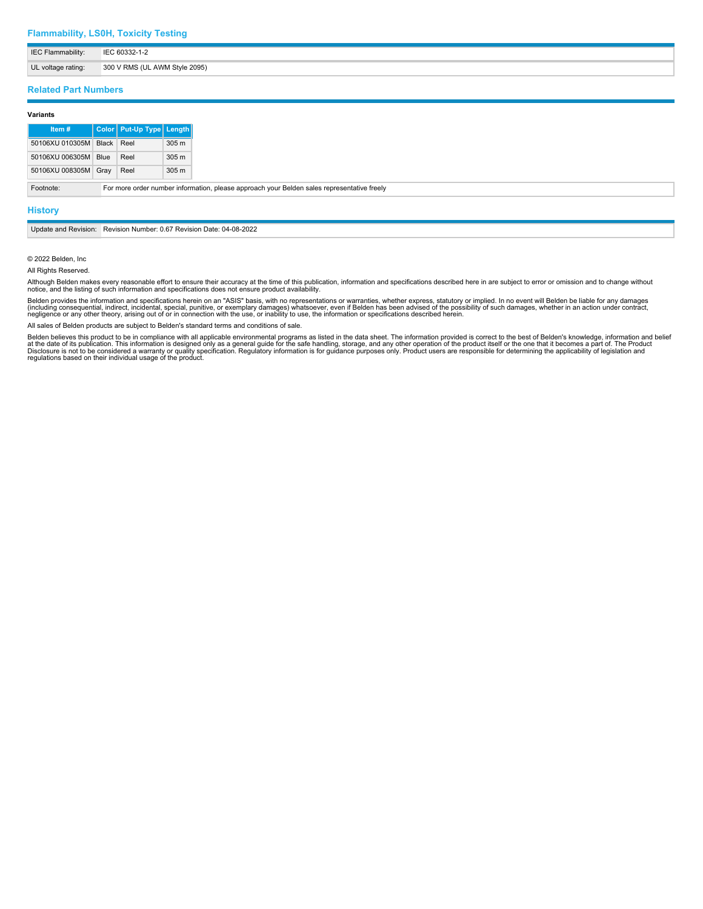## Flammability, LS0H, Toxicity Testing

| | |
|---|---|
| IEC Flammability: | IEC 60332-1-2 |
| UL voltage rating: | 300 V RMS (UL AWM Style 2095) |

## Related Part Numbers

**Variants**

| Item # | Color | Put-Up Type | Length |
|---|---|---|---|
| 50106XU 010305M | Black | Reel | 305 m |
| 50106XU 006305M | Blue | Reel | 305 m |
| 50106XU 008305M | Gray | Reel | 305 m |

| | |
|---|---|
| Footnote: | For more order number information, please approach your Belden sales representative freely |

## History

| | |
|---|---|
| Update and Revision: | Revision Number: 0.67 Revision Date: 04-08-2022 |

© 2022 Belden, Inc

All Rights Reserved.

Although Belden makes every reasonable effort to ensure their accuracy at the time of this publication, information and specifications described here in are subject to error or omission and to change without notice, and the listing of such information and specifications does not ensure product availability.

Belden provides the information and specifications herein on an "ASIS" basis, with no representations or warranties, whether express, statutory or implied. In no event will Belden be liable for any damages (including consequential, indirect, incidental, special, punitive, or exemplary damages) whatsoever, even if Belden has been advised of the possibility of such damages, whether in an action under contract, negligence or any other theory, arising out of or in connection with the use, or inability to use, the information or specifications described herein.

All sales of Belden products are subject to Belden's standard terms and conditions of sale.

Belden believes this product to be in compliance with all applicable environmental programs as listed in the data sheet. The information provided is correct to the best of Belden's knowledge, information and belief at the date of its publication. This information is designed only as a general guide for the safe handling, storage, and any other operation of the product itself or the one that it becomes a part of. The Product Disclosure is not to be considered a warranty or quality specification. Regulatory information is for guidance purposes only. Product users are responsible for determining the applicability of legislation and regulations based on their individual usage of the product.